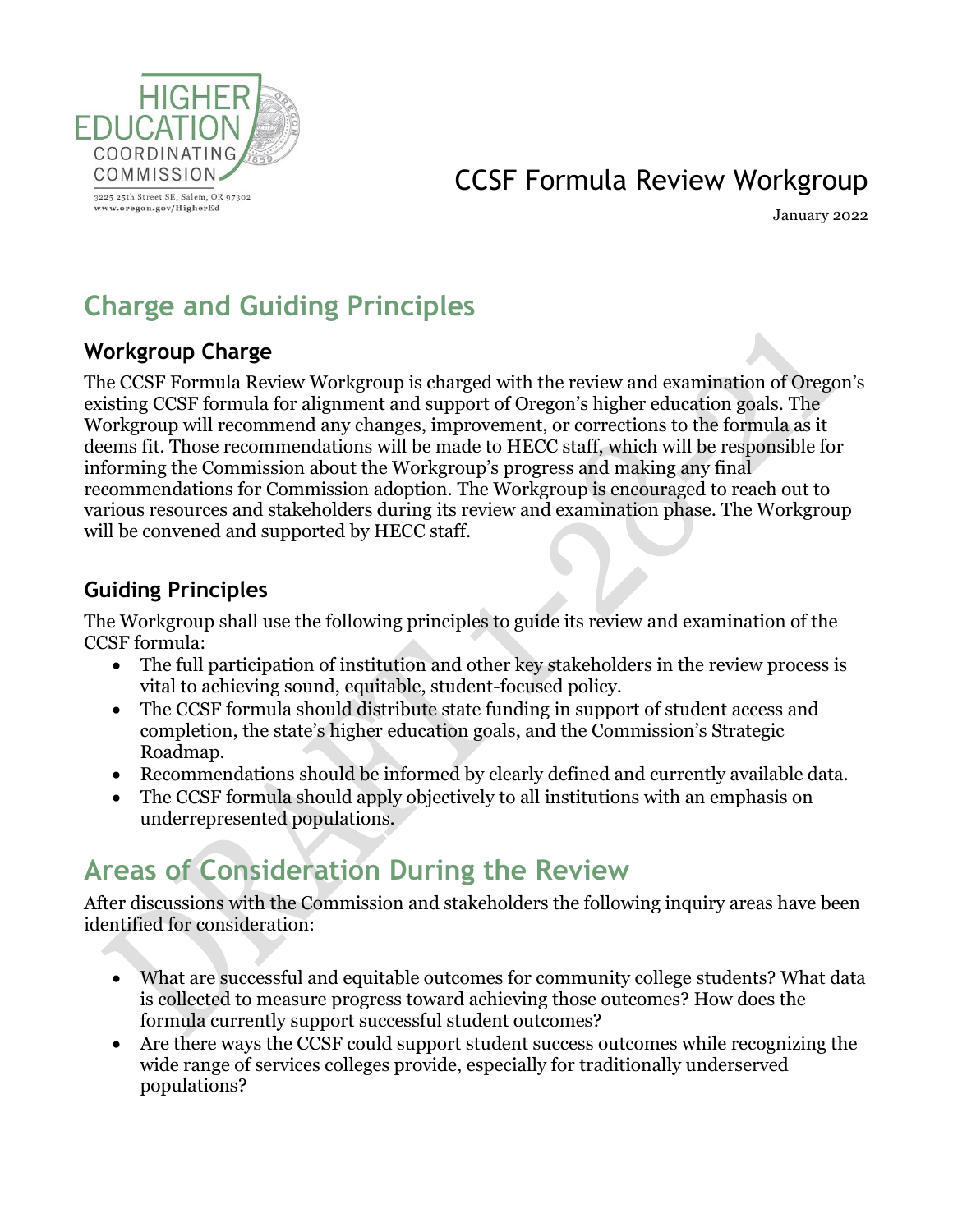HIGHER EDUCATION COORDINATING COMMISSION

3225 25th Street SE, Salem, OR 97302
www.oregon.gov/HigherEd

# CCSF Formula Review Workgroup

January 2022

## Charge and Guiding Principles

### Workgroup Charge

The CCSF Formula Review Workgroup is charged with the review and examination of Oregon's existing CCSF formula for alignment and support of Oregon's higher education goals. The Workgroup will recommend any changes, improvement, or corrections to the formula as it deems fit. Those recommendations will be made to HECC staff, which will be responsible for informing the Commission about the Workgroup's progress and making any final recommendations for Commission adoption. The Workgroup is encouraged to reach out to various resources and stakeholders during its review and examination phase. The Workgroup will be convened and supported by HECC staff.

### Guiding Principles

The Workgroup shall use the following principles to guide its review and examination of the CCSF formula:

- The full participation of institution and other key stakeholders in the review process is vital to achieving sound, equitable, student-focused policy.
- The CCSF formula should distribute state funding in support of student access and completion, the state's higher education goals, and the Commission's Strategic Roadmap.
- Recommendations should be informed by clearly defined and currently available data.
- The CCSF formula should apply objectively to all institutions with an emphasis on underrepresented populations.

## Areas of Consideration During the Review

After discussions with the Commission and stakeholders the following inquiry areas have been identified for consideration:

- What are successful and equitable outcomes for community college students? What data is collected to measure progress toward achieving those outcomes? How does the formula currently support successful student outcomes?
- Are there ways the CCSF could support student success outcomes while recognizing the wide range of services colleges provide, especially for traditionally underserved populations?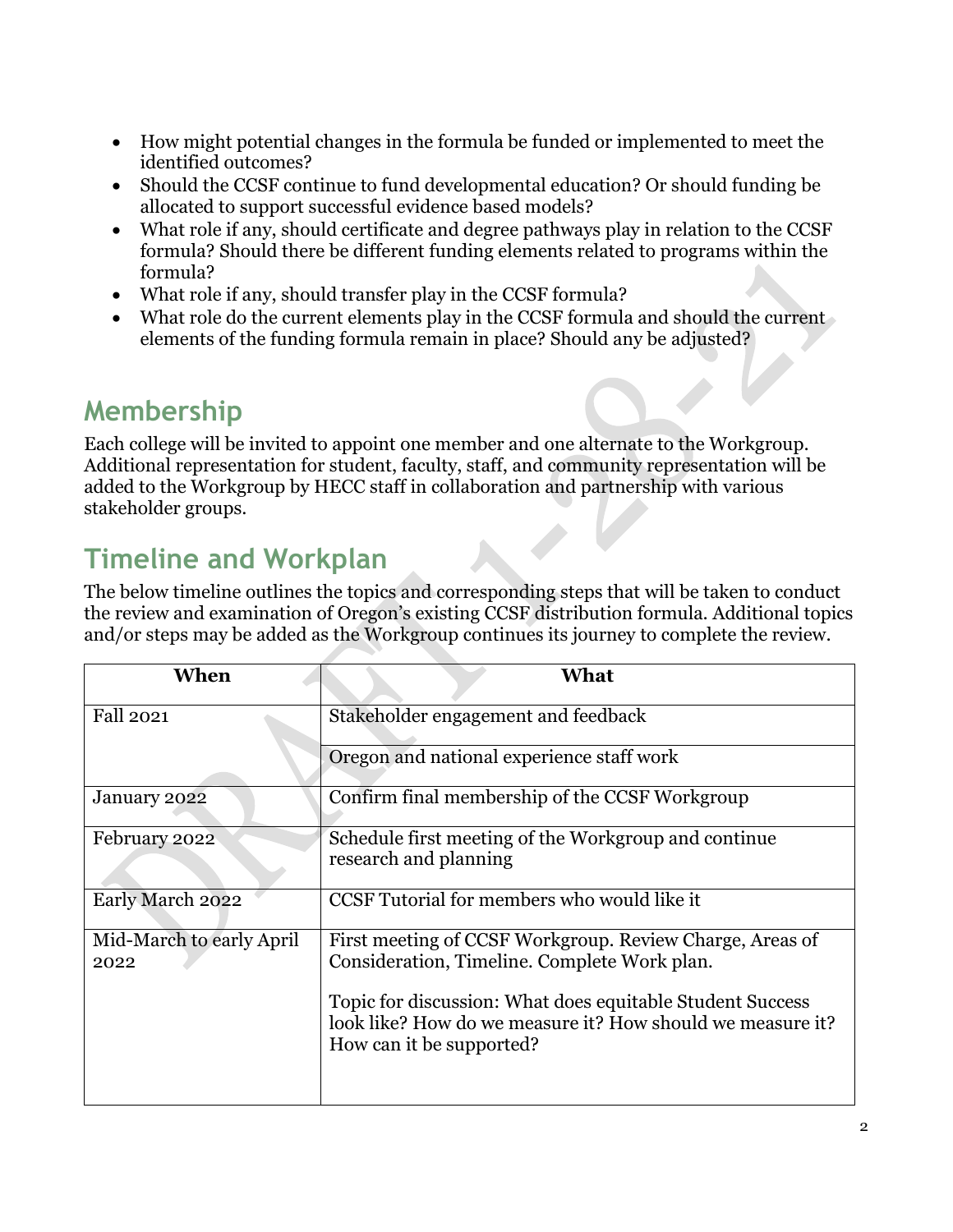- How might potential changes in the formula be funded or implemented to meet the identified outcomes?
- Should the CCSF continue to fund developmental education? Or should funding be allocated to support successful evidence based models?
- What role if any, should certificate and degree pathways play in relation to the CCSF formula? Should there be different funding elements related to programs within the formula?
- What role if any, should transfer play in the CCSF formula?
- What role do the current elements play in the CCSF formula and should the current elements of the funding formula remain in place? Should any be adjusted?

## Membership

Each college will be invited to appoint one member and one alternate to the Workgroup. Additional representation for student, faculty, staff, and community representation will be added to the Workgroup by HECC staff in collaboration and partnership with various stakeholder groups.

## Timeline and Workplan

The below timeline outlines the topics and corresponding steps that will be taken to conduct the review and examination of Oregon's existing CCSF distribution formula. Additional topics and/or steps may be added as the Workgroup continues its journey to complete the review.

| When | What |
|---|---|
| Fall 2021 | Stakeholder engagement and feedback |
| | Oregon and national experience staff work |
| January 2022 | Confirm final membership of the CCSF Workgroup |
| February 2022 | Schedule first meeting of the Workgroup and continue research and planning |
| Early March 2022 | CCSF Tutorial for members who would like it |
| Mid-March to early April 2022 | First meeting of CCSF Workgroup. Review Charge, Areas of Consideration, Timeline. Complete Work plan.<br><br>Topic for discussion: What does equitable Student Success look like? How do we measure it? How should we measure it? How can it be supported? |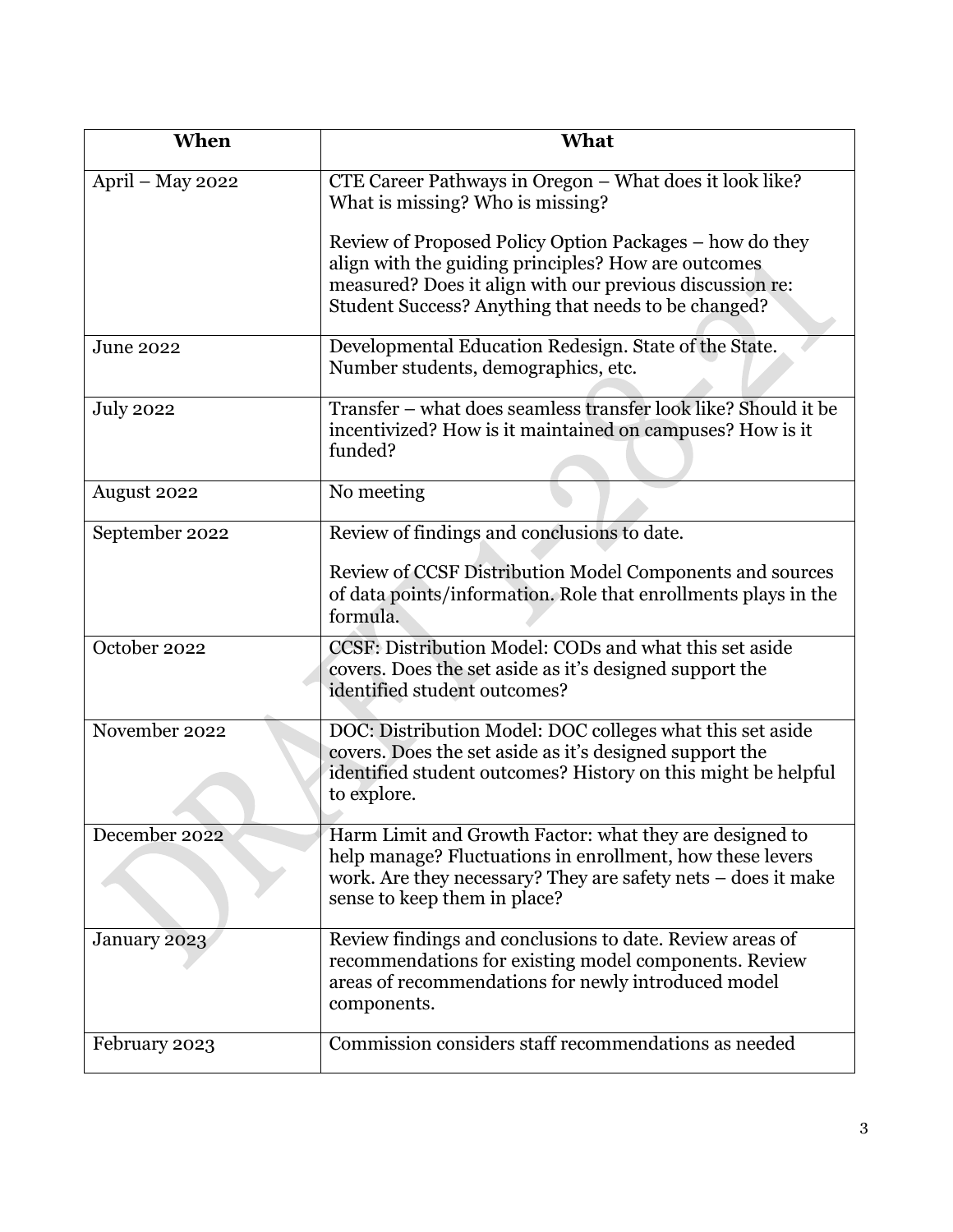| When | What |
| --- | --- |
| April – May 2022 | CTE Career Pathways in Oregon – What does it look like? What is missing? Who is missing?<br><br>Review of Proposed Policy Option Packages – how do they align with the guiding principles? How are outcomes measured? Does it align with our previous discussion re: Student Success? Anything that needs to be changed? |
| June 2022 | Developmental Education Redesign. State of the State. Number students, demographics, etc. |
| July 2022 | Transfer – what does seamless transfer look like? Should it be incentivized? How is it maintained on campuses? How is it funded? |
| August 2022 | No meeting |
| September 2022 | Review of findings and conclusions to date.<br><br>Review of CCSF Distribution Model Components and sources of data points/information. Role that enrollments plays in the formula. |
| October 2022 | CCSF: Distribution Model: CODs and what this set aside covers. Does the set aside as it's designed support the identified student outcomes? |
| November 2022 | DOC: Distribution Model: DOC colleges what this set aside covers. Does the set aside as it's designed support the identified student outcomes? History on this might be helpful to explore. |
| December 2022 | Harm Limit and Growth Factor: what they are designed to help manage? Fluctuations in enrollment, how these levers work. Are they necessary? They are safety nets – does it make sense to keep them in place? |
| January 2023 | Review findings and conclusions to date. Review areas of recommendations for existing model components. Review areas of recommendations for newly introduced model components. |
| February 2023 | Commission considers staff recommendations as needed |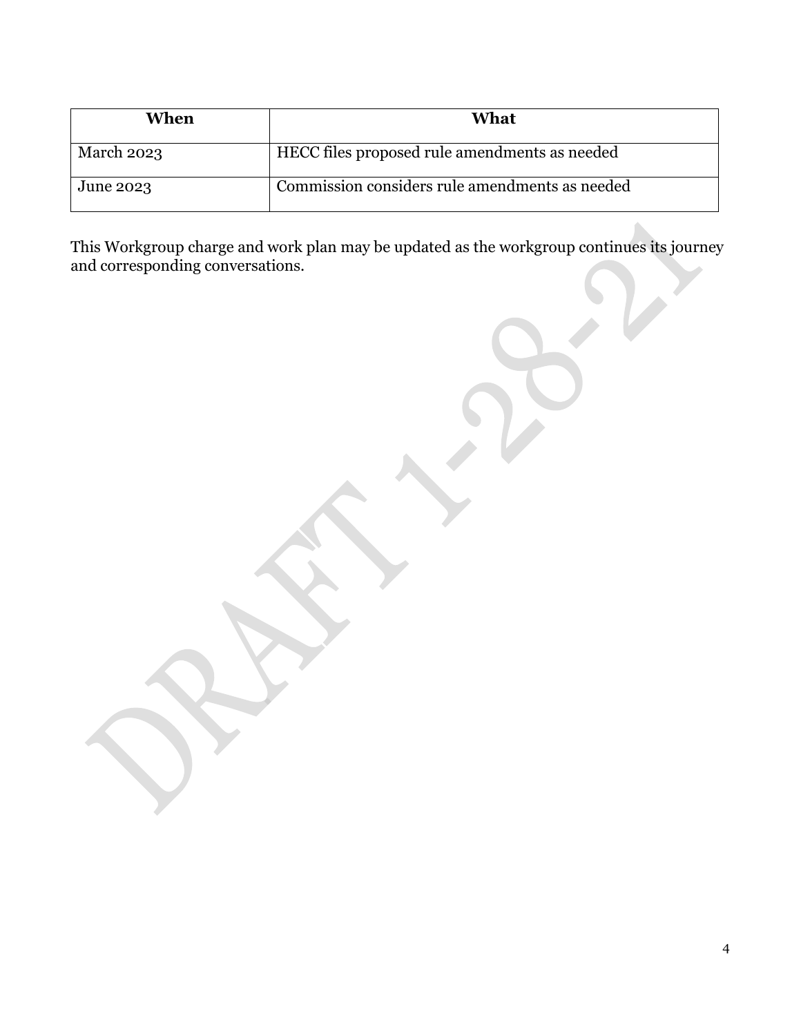| When | What |
|---|---|
| March 2023 | HECC files proposed rule amendments as needed |
| June 2023 | Commission considers rule amendments as needed |

This Workgroup charge and work plan may be updated as the workgroup continues its journey and corresponding conversations.